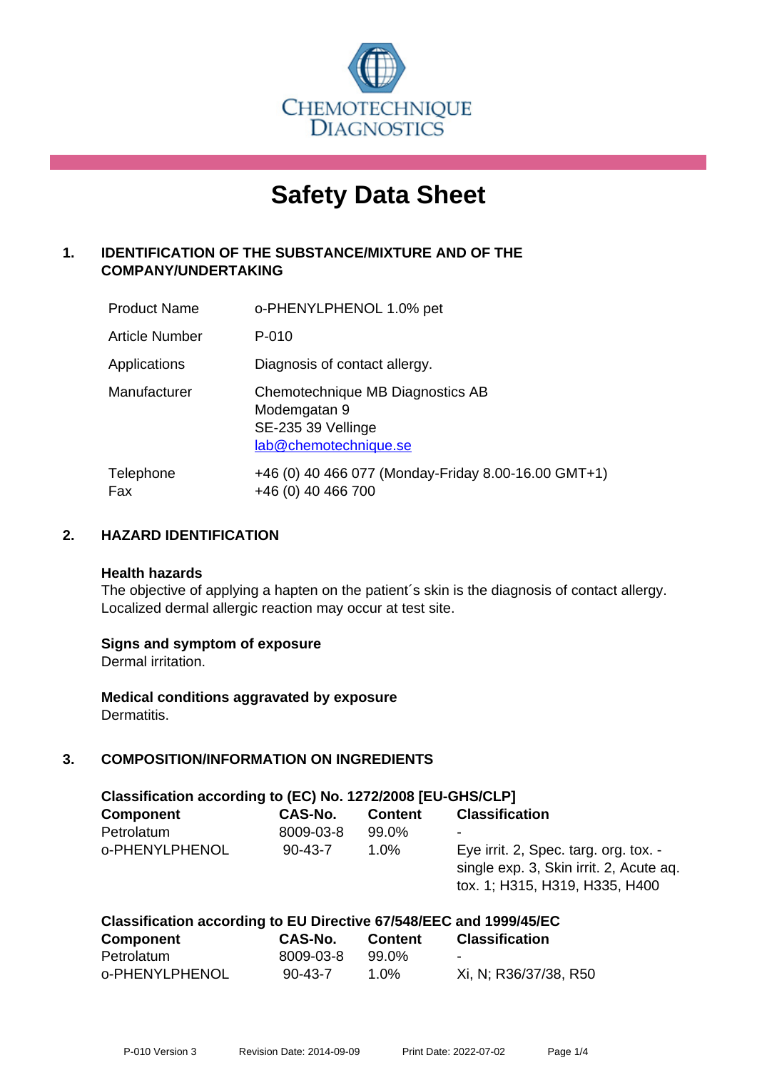CHEMOTECHNIQUE DIAGNOSTICS

# Safety Data Sheet

## 1. IDENTIFICATION OF THE SUBSTANCE/MIXTURE AND OF THE COMPANY/UNDERTAKING

| | |
|---|---|
| Product Name | o-PHENYLPHENOL 1.0% pet |
| Article Number | P-010 |
| Applications | Diagnosis of contact allergy. |
| Manufacturer | Chemotechnique MB Diagnostics AB<br>Modemgatan 9<br>SE-235 39 Vellinge<br>lab@chemotechnique.se |
| Telephone<br>Fax | +46 (0) 40 466 077 (Monday-Friday 8.00-16.00 GMT+1)<br>+46 (0) 40 466 700 |

## 2. HAZARD IDENTIFICATION

**Health hazards**
The objective of applying a hapten on the patient´s skin is the diagnosis of contact allergy. Localized dermal allergic reaction may occur at test site.

**Signs and symptom of exposure**
Dermal irritation.

**Medical conditions aggravated by exposure**
Dermatitis.

## 3. COMPOSITION/INFORMATION ON INGREDIENTS

**Classification according to (EC) No. 1272/2008 [EU-GHS/CLP]**

| Component | CAS-No. | Content | Classification |
|---|---|---|---|
| Petrolatum | 8009-03-8 | 99.0% | - |
| o-PHENYLPHENOL | 90-43-7 | 1.0% | Eye irrit. 2, Spec. targ. org. tox. - single exp. 3, Skin irrit. 2, Acute aq. tox. 1; H315, H319, H335, H400 |

**Classification according to EU Directive 67/548/EEC and 1999/45/EC**

| Component | CAS-No. | Content | Classification |
|---|---|---|---|
| Petrolatum | 8009-03-8 | 99.0% | - |
| o-PHENYLPHENOL | 90-43-7 | 1.0% | Xi, N; R36/37/38, R50 |

P-010 Version 3 Revision Date: 2014-09-09 Print Date: 2022-07-02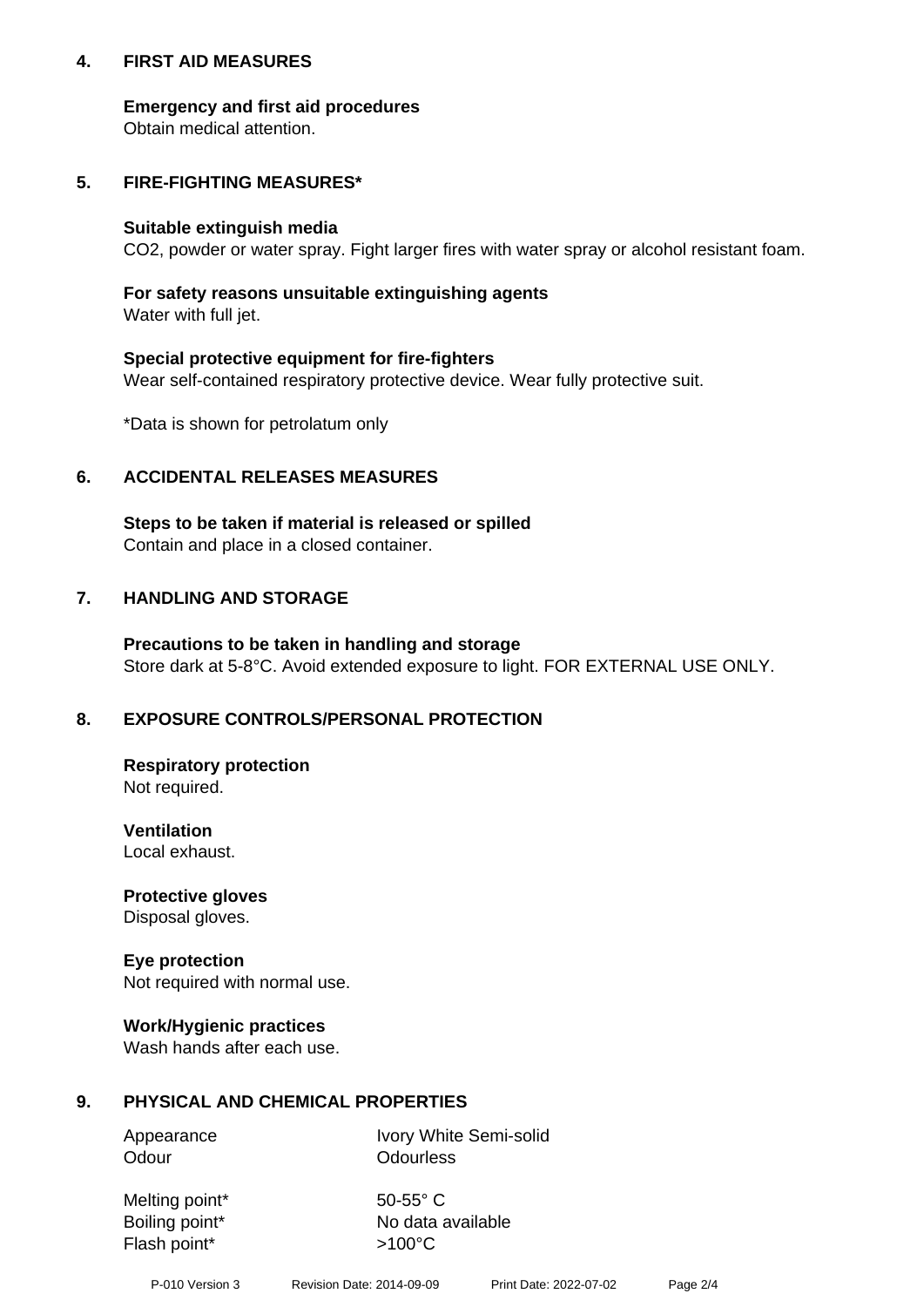## 4. FIRST AID MEASURES

**Emergency and first aid procedures**
Obtain medical attention.

## 5. FIRE-FIGHTING MEASURES*

**Suitable extinguish media**
$CO_2$, powder or water spray. Fight larger fires with water spray or alcohol resistant foam.

**For safety reasons unsuitable extinguishing agents**
Water with full jet.

**Special protective equipment for fire-fighters**
Wear self-contained respiratory protective device. Wear fully protective suit.

*Data is shown for petrolatum only

## 6. ACCIDENTAL RELEASES MEASURES

**Steps to be taken if material is released or spilled**
Contain and place in a closed container.

## 7. HANDLING AND STORAGE

**Precautions to be taken in handling and storage**
Store dark at 5-8°C. Avoid extended exposure to light. FOR EXTERNAL USE ONLY.

## 8. EXPOSURE CONTROLS/PERSONAL PROTECTION

**Respiratory protection**
Not required.

**Ventilation**
Local exhaust.

**Protective gloves**
Disposal gloves.

**Eye protection**
Not required with normal use.

**Work/Hygienic practices**
Wash hands after each use.

## 9. PHYSICAL AND CHEMICAL PROPERTIES

| | |
|---|---|
| Appearance | Ivory White Semi-solid |
| Odour | Odourless |
| Melting point* | 50-55° C |
| Boiling point* | No data available |
| Flash point* | >100°C |

P-010 Version 3 Revision Date: 2014-09-09 Print Date: 2022-07-02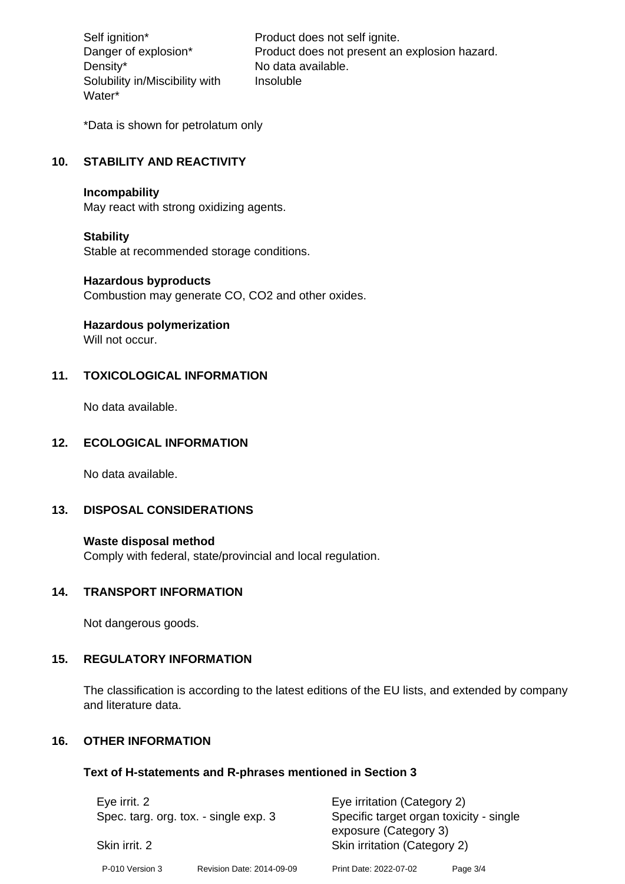| | |
|---|---|
| Self ignition* | Product does not self ignite. |
| Danger of explosion* | Product does not present an explosion hazard. |
| Density* | No data available. |
| Solubility in/Miscibility with Water* | Insoluble |

*Data is shown for petrolatum only

## 10. STABILITY AND REACTIVITY

**Incompability**
May react with strong oxidizing agents.

**Stability**
Stable at recommended storage conditions.

**Hazardous byproducts**
Combustion may generate CO, $CO_2$ and other oxides.

**Hazardous polymerization**
Will not occur.

## 11. TOXICOLOGICAL INFORMATION

No data available.

## 12. ECOLOGICAL INFORMATION

No data available.

## 13. DISPOSAL CONSIDERATIONS

**Waste disposal method**
Comply with federal, state/provincial and local regulation.

## 14. TRANSPORT INFORMATION

Not dangerous goods.

## 15. REGULATORY INFORMATION

The classification is according to the latest editions of the EU lists, and extended by company and literature data.

## 16. OTHER INFORMATION

### Text of H-statements and R-phrases mentioned in Section 3

| | |
|---|---|
| Eye irrit. 2 | Eye irritation (Category 2) |
| Spec. targ. org. tox. - single exp. 3 | Specific target organ toxicity - single exposure (Category 3) |
| Skin irrit. 2 | Skin irritation (Category 2) |

P-010 Version 3 Revision Date: 2014-09-09 Print Date: 2022-07-02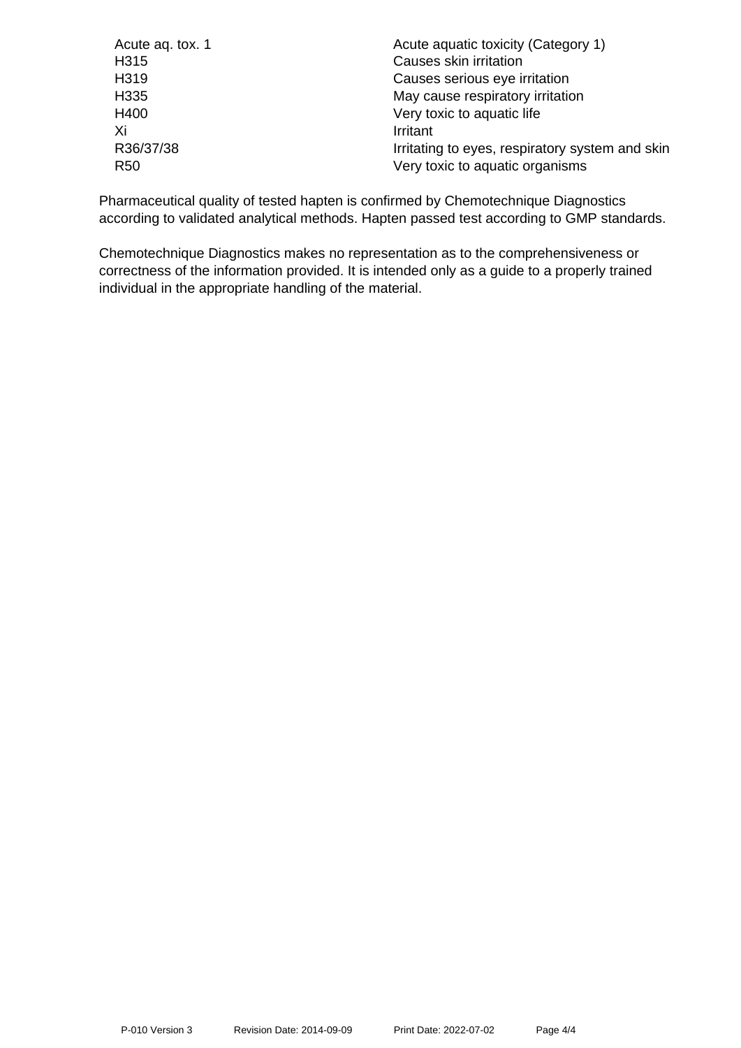| | |
|---|---|
| Acute aq. tox. 1 | Acute aquatic toxicity (Category 1) |
| H315 | Causes skin irritation |
| H319 | Causes serious eye irritation |
| H335 | May cause respiratory irritation |
| H400 | Very toxic to aquatic life |
| Xi | Irritant |
| R36/37/38 | Irritating to eyes, respiratory system and skin |
| R50 | Very toxic to aquatic organisms |

Pharmaceutical quality of tested hapten is confirmed by Chemotechnique Diagnostics according to validated analytical methods. Hapten passed test according to GMP standards.

Chemotechnique Diagnostics makes no representation as to the comprehensiveness or correctness of the information provided. It is intended only as a guide to a properly trained individual in the appropriate handling of the material.